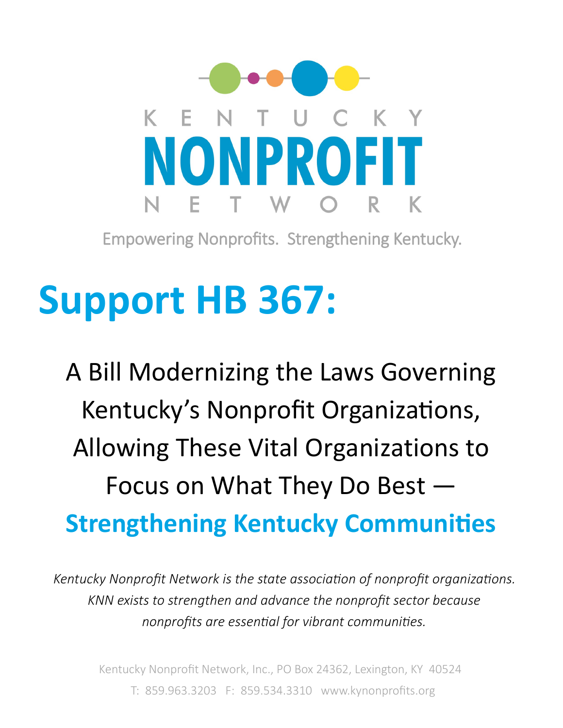KENTUCKY

# NONPROFIT

NETWORK

Empowering Nonprofits. Strengthening Kentucky.

# Support HB 367:

## A Bill Modernizing the Laws Governing Kentucky's Nonprofit Organizations, Allowing These Vital Organizations to Focus on What They Do Best — **Strengthening Kentucky Communities**

*Kentucky Nonprofit Network is the state association of nonprofit organizations. KNN exists to strengthen and advance the nonprofit sector because nonprofits are essential for vibrant communities.*

Kentucky Nonprofit Network, Inc., PO Box 24362, Lexington, KY 40524
T: 859.963.3203 F: 859.534.3310 www.kynonprofits.org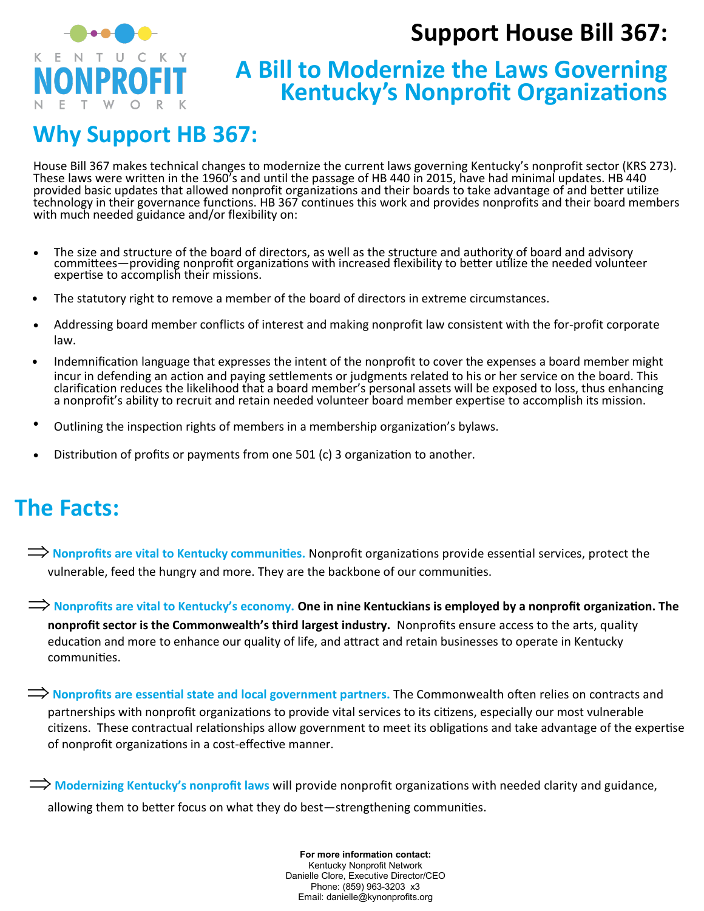KENTUCKY NONPROFIT NETWORK

# Support House Bill 367:

## A Bill to Modernize the Laws Governing Kentucky's Nonprofit Organizations

## Why Support HB 367:

House Bill 367 makes technical changes to modernize the current laws governing Kentucky's nonprofit sector (KRS 273). These laws were written in the 1960's and until the passage of HB 440 in 2015, have had minimal updates. HB 440 provided basic updates that allowed nonprofit organizations and their boards to take advantage of and better utilize technology in their governance functions. HB 367 continues this work and provides nonprofits and their board members with much needed guidance and/or flexibility on:

- The size and structure of the board of directors, as well as the structure and authority of board and advisory committees—providing nonprofit organizations with increased flexibility to better utilize the needed volunteer expertise to accomplish their missions.
- The statutory right to remove a member of the board of directors in extreme circumstances.
- Addressing board member conflicts of interest and making nonprofit law consistent with the for-profit corporate law.
- Indemnification language that expresses the intent of the nonprofit to cover the expenses a board member might incur in defending an action and paying settlements or judgments related to his or her service on the board. This clarification reduces the likelihood that a board member's personal assets will be exposed to loss, thus enhancing a nonprofit's ability to recruit and retain needed volunteer board member expertise to accomplish its mission.
- Outlining the inspection rights of members in a membership organization's bylaws.
- Distribution of profits or payments from one 501 (c) 3 organization to another.

## The Facts:

⟹ **Nonprofits are vital to Kentucky communities.** Nonprofit organizations provide essential services, protect the vulnerable, feed the hungry and more. They are the backbone of our communities.

⟹ **Nonprofits are vital to Kentucky's economy.** **One in nine Kentuckians is employed by a nonprofit organization. The nonprofit sector is the Commonwealth's third largest industry.** Nonprofits ensure access to the arts, quality education and more to enhance our quality of life, and attract and retain businesses to operate in Kentucky communities.

⟹ **Nonprofits are essential state and local government partners.** The Commonwealth often relies on contracts and partnerships with nonprofit organizations to provide vital services to its citizens, especially our most vulnerable citizens. These contractual relationships allow government to meet its obligations and take advantage of the expertise of nonprofit organizations in a cost-effective manner.

⟹ **Modernizing Kentucky's nonprofit laws** will provide nonprofit organizations with needed clarity and guidance, allowing them to better focus on what they do best—strengthening communities.

**For more information contact:**
Kentucky Nonprofit Network
Danielle Clore, Executive Director/CEO
Phone: (859) 963-3203 x3
Email: danielle@kynonprofits.org